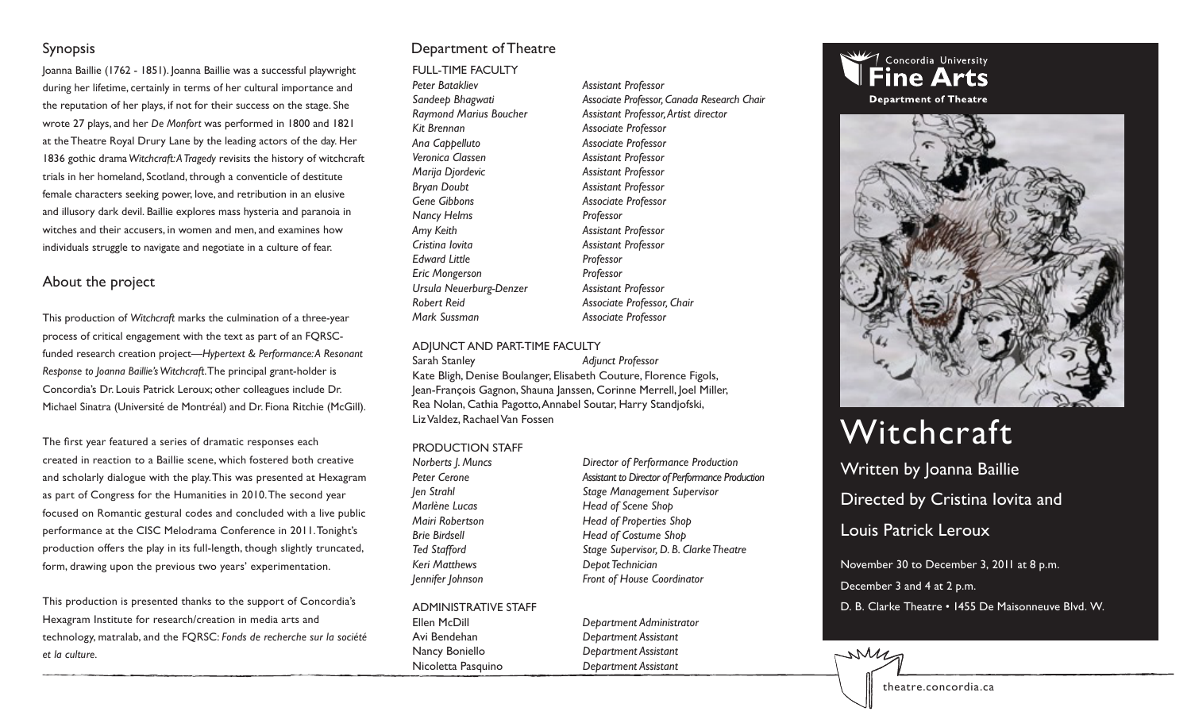## Synopsis

Joanna Baillie (1762 - 1851). Joanna Baillie was a successful playwright during her lifetime, certainly in terms of her cultural importance and the reputation of her plays, if not for their success on the stage. She wrote 27 plays, and her *De Monfort* was performed in 1800 and 1821 at the Theatre Royal Drury Lane by the leading actors of the day. Her 1836 gothic drama *Witchcraft: A Tragedy* revisits the history of witchcraft trials in her homeland, Scotland, through a conventicle of destitute female characters seeking power, love, and retribution in an elusive and illusory dark devil. Baillie explores mass hysteria and paranoia in witches and their accusers, in women and men, and examines how individuals struggle to navigate and negotiate in a culture of fear.

## About the project

This production of *Witchcraft* marks the culmination of a three-year process of critical engagement with the text as part of an FQRSC-funded research creation project—*Hypertext & Performance: A Resonant Response to Joanna Baillie's Witchcraft*. The principal grant-holder is Concordia's Dr. Louis Patrick Leroux; other colleagues include Dr. Michael Sinatra (Université de Montréal) and Dr. Fiona Ritchie (McGill).

The first year featured a series of dramatic responses each created in reaction to a Baillie scene, which fostered both creative and scholarly dialogue with the play. This was presented at Hexagram as part of Congress for the Humanities in 2010. The second year focused on Romantic gestural codes and concluded with a live public performance at the CISC Melodrama Conference in 2011. Tonight's production offers the play in its full-length, though slightly truncated, form, drawing upon the previous two years' experimentation.

This production is presented thanks to the support of Concordia's Hexagram Institute for research/creation in media arts and technology, matralab, and the FQRSC: *Fonds de recherche sur la société et la culture*.

## Department of Theatre

### FULL-TIME FACULTY

| | |
|---|---|
| *Peter Batakliev* | *Assistant Professor* |
| *Sandeep Bhagwati* | *Associate Professor, Canada Research Chair* |
| *Raymond Marius Boucher* | *Assistant Professor, Artist director* |
| *Kit Brennan* | *Associate Professor* |
| *Ana Cappelluto* | *Associate Professor* |
| *Veronica Classen* | *Assistant Professor* |
| *Marija Djordevic* | *Assistant Professor* |
| *Bryan Doubt* | *Assistant Professor* |
| *Gene Gibbons* | *Associate Professor* |
| *Nancy Helms* | *Professor* |
| *Amy Keith* | *Assistant Professor* |
| *Cristina Iovita* | *Assistant Professor* |
| *Edward Little* | *Professor* |
| *Eric Mongerson* | *Professor* |
| *Ursula Neuerburg-Denzer* | *Assistant Professor* |
| *Robert Reid* | *Associate Professor, Chair* |
| *Mark Sussman* | *Associate Professor* |

### ADJUNCT AND PART-TIME FACULTY

Sarah Stanley — *Adjunct Professor*

Kate Bligh, Denise Boulanger, Elisabeth Couture, Florence Figols, Jean-François Gagnon, Shauna Janssen, Corinne Merrell, Joel Miller, Rea Nolan, Cathia Pagotto, Annabel Soutar, Harry Standjofski, Liz Valdez, Rachael Van Fossen

### PRODUCTION STAFF

| | |
|---|---|
| *Norberts J. Muncs* | *Director of Performance Production* |
| *Peter Cerone* | *Assistant to Director of Performance Production* |
| *Jen Strahl* | *Stage Management Supervisor* |
| *Marlène Lucas* | *Head of Scene Shop* |
| *Mairi Robertson* | *Head of Properties Shop* |
| *Brie Birdsell* | *Head of Costume Shop* |
| *Ted Stafford* | *Stage Supervisor, D. B. Clarke Theatre* |
| *Keri Matthews* | *Depot Technician* |
| *Jennifer Johnson* | *Front of House Coordinator* |

### ADMINISTRATIVE STAFF

| | |
|---|---|
| Ellen McDill | *Department Administrator* |
| Avi Bendehan | *Department Assistant* |
| Nancy Boniello | *Department Assistant* |
| Nicoletta Pasquino | *Department Assistant* |

Concordia University
**Fine Arts**
**Department of Theatre**

# Witchcraft

Written by Joanna Baillie

Directed by Cristina Iovita and Louis Patrick Leroux

November 30 to December 3, 2011 at 8 p.m.

December 3 and 4 at 2 p.m.

D. B. Clarke Theatre • 1455 De Maisonneuve Blvd. W.

theatre.concordia.ca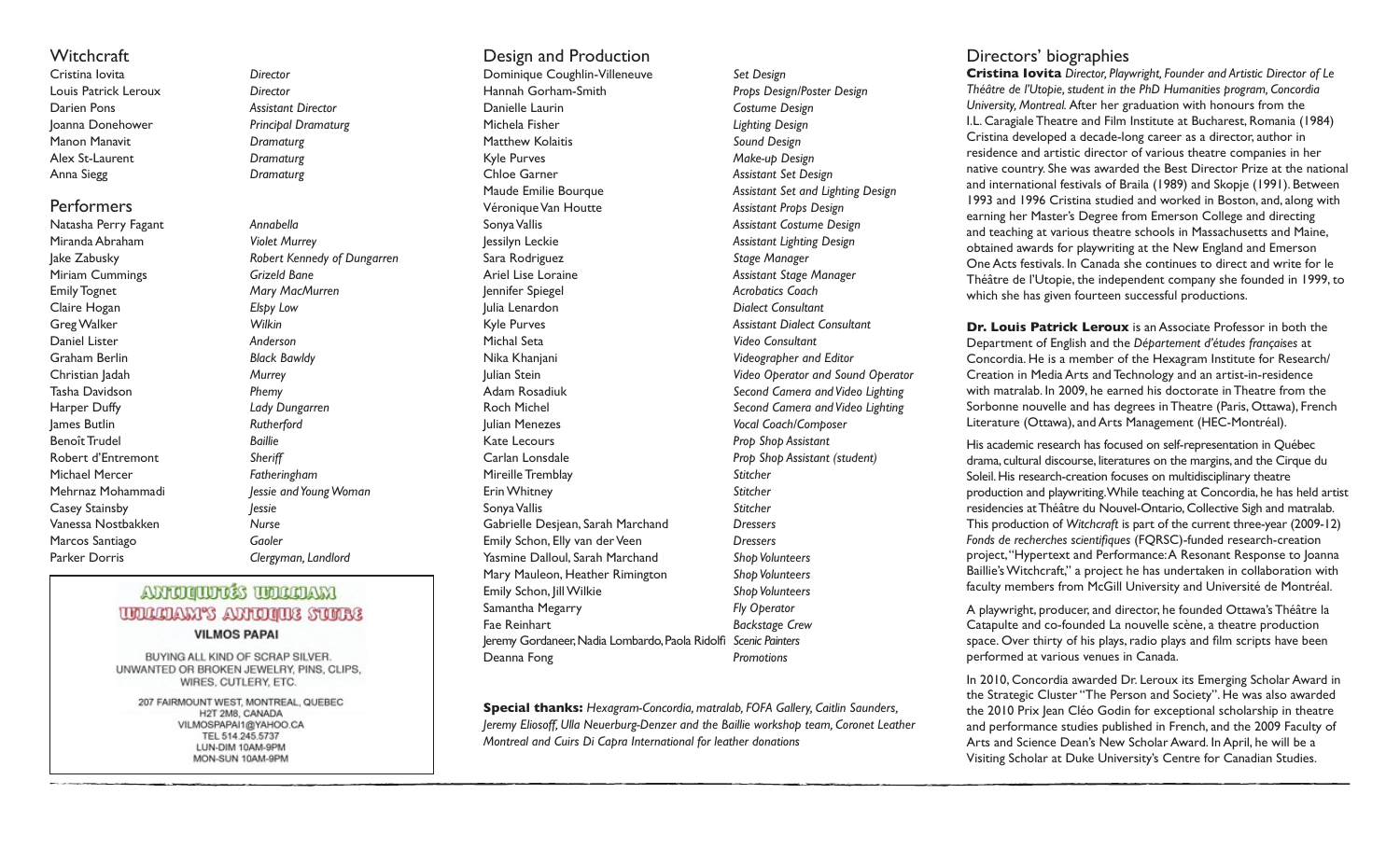## Witchcraft

| | |
|---|---|
| Cristina Iovita | *Director* |
| Louis Patrick Leroux | *Director* |
| Darien Pons | *Assistant Director* |
| Joanna Donehower | *Principal Dramaturg* |
| Manon Manavit | *Dramaturg* |
| Alex St-Laurent | *Dramaturg* |
| Anna Siegg | *Dramaturg* |

## Performers

| | |
|---|---|
| Natasha Perry Fagant | *Annabella* |
| Miranda Abraham | *Violet Murrey* |
| Jake Zabusky | *Robert Kennedy of Dungarren* |
| Miriam Cummings | *Grizeld Bane* |
| Emily Tognet | *Mary MacMurren* |
| Claire Hogan | *Elspy Low* |
| Greg Walker | *Wilkin* |
| Daniel Lister | *Anderson* |
| Graham Berlin | *Black Bawldy* |
| Christian Jadah | *Murrey* |
| Tasha Davidson | *Phemy* |
| Harper Duffy | *Lady Dungarren* |
| James Butlin | *Rutherford* |
| Benoît Trudel | *Baillie* |
| Robert d'Entremont | *Sheriff* |
| Michael Mercer | *Fatheringham* |
| Mehrnaz Mohammadi | *Jessie and Young Woman* |
| Casey Stainsby | *Jessie* |
| Vanessa Nostbakken | *Nurse* |
| Marcos Santiago | *Gaoler* |
| Parker Dorris | *Clergyman, Landlord* |

ANTIQUITÉS WILLIAM
WILLIAM'S ANTIQUE STORE
**VILMOS PAPAI**

BUYING ALL KIND OF SCRAP SILVER.
UNWANTED OR BROKEN JEWELRY, PINS, CLIPS,
WIRES, CUTLERY, ETC.

207 FAIRMOUNT WEST, MONTREAL, QUEBEC
H2T 2M8, CANADA
VILMOSPAPAI1@YAHOO.CA
TEL 514.245.5737
LUN-DIM 10AM-9PM
MON-SUN 10AM-9PM

## Design and Production

| | |
|---|---|
| Dominique Coughlin-Villeneuve | *Set Design* |
| Hannah Gorham-Smith | *Props Design/Poster Design* |
| Danielle Laurin | *Costume Design* |
| Michela Fisher | *Lighting Design* |
| Matthew Kolaitis | *Sound Design* |
| Kyle Purves | *Make-up Design* |
| Chloe Garner | *Assistant Set Design* |
| Maude Emilie Bourque | *Assistant Set and Lighting Design* |
| Véronique Van Houtte | *Assistant Props Design* |
| Sonya Vallis | *Assistant Costume Design* |
| Jessilyn Leckie | *Assistant Lighting Design* |
| Sara Rodriguez | *Stage Manager* |
| Ariel Lise Loraine | *Assistant Stage Manager* |
| Jennifer Spiegel | *Acrobatics Coach* |
| Julia Lenardon | *Dialect Consultant* |
| Kyle Purves | *Assistant Dialect Consultant* |
| Michal Seta | *Video Consultant* |
| Nika Khanjani | *Videographer and Editor* |
| Julian Stein | *Video Operator and Sound Operator* |
| Adam Rosadiuk | *Second Camera and Video Lighting* |
| Roch Michel | *Second Camera and Video Lighting* |
| Julian Menezes | *Vocal Coach/Composer* |
| Kate Lecours | *Prop Shop Assistant* |
| Carlan Lonsdale | *Prop Shop Assistant (student)* |
| Mireille Tremblay | *Stitcher* |
| Erin Whitney | *Stitcher* |
| Sonya Vallis | *Stitcher* |
| Gabrielle Desjean, Sarah Marchand | *Dressers* |
| Emily Schon, Elly van der Veen | *Dressers* |
| Yasmine Dalloul, Sarah Marchand | *Shop Volunteers* |
| Mary Mauleon, Heather Rimington | *Shop Volunteers* |
| Emily Schon, Jill Wilkie | *Shop Volunteers* |
| Samantha Megarry | *Fly Operator* |
| Fae Reinhart | *Backstage Crew* |
| Jeremy Gordaneer, Nadia Lombardo, Paola Ridolfi | *Scenic Painters* |
| Deanna Fong | *Promotions* |

**Special thanks:** *Hexagram-Concordia, matralab, FOFA Gallery, Caitlin Saunders, Jeremy Eliosoff, Ulla Neuerburg-Denzer and the Baillie workshop team, Coronet Leather Montreal and Cuirs Di Capra International for leather donations*

## Directors' biographies

**Cristina Iovita** *Director, Playwright, Founder and Artistic Director of Le Théâtre de l'Utopie, student in the PhD Humanities program, Concordia University, Montreal.* After her graduation with honours from the I.L. Caragiale Theatre and Film Institute at Bucharest, Romania (1984) Cristina developed a decade-long career as a director, author in residence and artistic director of various theatre companies in her native country. She was awarded the Best Director Prize at the national and international festivals of Braila (1989) and Skopje (1991). Between 1993 and 1996 Cristina studied and worked in Boston, and, along with earning her Master's Degree from Emerson College and directing and teaching at various theatre schools in Massachusetts and Maine, obtained awards for playwriting at the New England and Emerson One Acts festivals. In Canada she continues to direct and write for le Théâtre de l'Utopie, the independent company she founded in 1999, to which she has given fourteen successful productions.

**Dr. Louis Patrick Leroux** is an Associate Professor in both the Department of English and the *Département d'études françaises* at Concordia. He is a member of the Hexagram Institute for Research/Creation in Media Arts and Technology and an artist-in-residence with matralab. In 2009, he earned his doctorate in Theatre from the Sorbonne nouvelle and has degrees in Theatre (Paris, Ottawa), French Literature (Ottawa), and Arts Management (HEC-Montréal).

His academic research has focused on self-representation in Québec drama, cultural discourse, literatures on the margins, and the Cirque du Soleil. His research-creation focuses on multidisciplinary theatre production and playwriting. While teaching at Concordia, he has held artist residencies at Théâtre du Nouvel-Ontario, Collective Sigh and matralab. This production of *Witchcraft* is part of the current three-year (2009-12) *Fonds de recherches scientifiques* (FQRSC)-funded research-creation project, "Hypertext and Performance: A Resonant Response to Joanna Baillie's Witchcraft," a project he has undertaken in collaboration with faculty members from McGill University and Université de Montréal.

A playwright, producer, and director, he founded Ottawa's Théâtre la Catapulte and co-founded La nouvelle scène, a theatre production space. Over thirty of his plays, radio plays and film scripts have been performed at various venues in Canada.

In 2010, Concordia awarded Dr. Leroux its Emerging Scholar Award in the Strategic Cluster "The Person and Society". He was also awarded the 2010 Prix Jean Cléo Godin for exceptional scholarship in theatre and performance studies published in French, and the 2009 Faculty of Arts and Science Dean's New Scholar Award. In April, he will be a Visiting Scholar at Duke University's Centre for Canadian Studies.